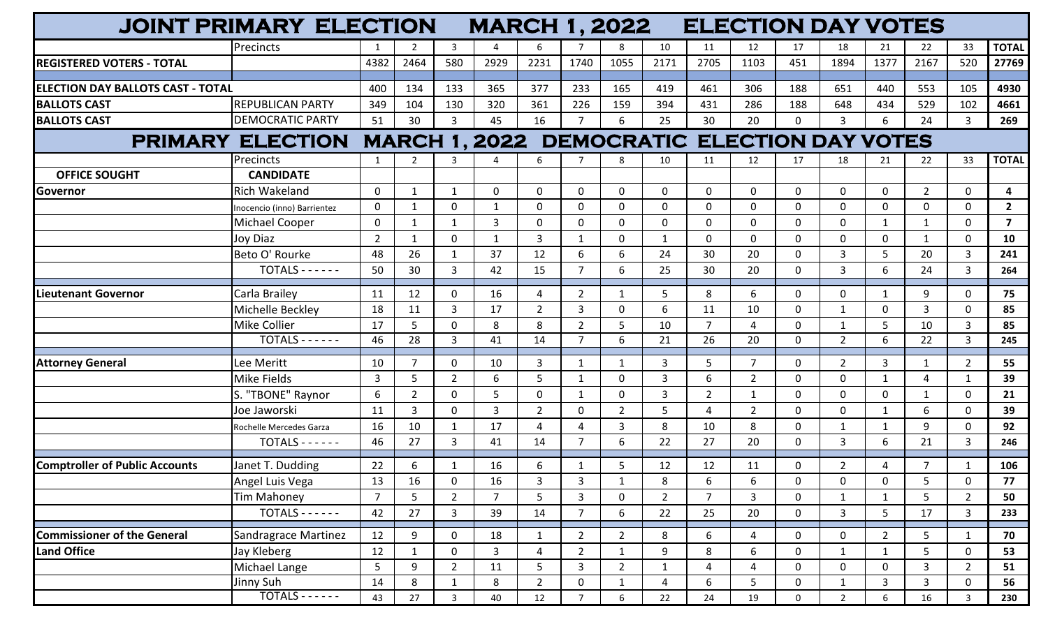# JOINT PRIMARY ELECTION MARCH 1, 2022 ELECTION DAY VOTES

| | Precincts | 1 | 2 | 3 | 4 | 6 | 7 | 8 | 10 | 11 | 12 | 17 | 18 | 21 | 22 | 33 | TOTAL |
|---|---|---|---|---|---|---|---|---|---|---|---|---|---|---|---|---|---|
| REGISTERED VOTERS - TOTAL | | 4382 | 2464 | 580 | 2929 | 2231 | 1740 | 1055 | 2171 | 2705 | 1103 | 451 | 1894 | 1377 | 2167 | 520 | 27769 |
| ELECTION DAY BALLOTS CAST - TOTAL | | 400 | 134 | 133 | 365 | 377 | 233 | 165 | 419 | 461 | 306 | 188 | 651 | 440 | 553 | 105 | 4930 |
| BALLOTS CAST | REPUBLICAN PARTY | 349 | 104 | 130 | 320 | 361 | 226 | 159 | 394 | 431 | 286 | 188 | 648 | 434 | 529 | 102 | 4661 |
| BALLOTS CAST | DEMOCRATIC PARTY | 51 | 30 | 3 | 45 | 16 | 7 | 6 | 25 | 30 | 20 | 0 | 3 | 6 | 24 | 3 | 269 |

# PRIMARY ELECTION MARCH 1, 2022 DEMOCRATIC ELECTION DAY VOTES

| | Precincts | 1 | 2 | 3 | 4 | 6 | 7 | 8 | 10 | 11 | 12 | 17 | 18 | 21 | 22 | 33 | TOTAL |
|---|---|---|---|---|---|---|---|---|---|---|---|---|---|---|---|---|---|
| OFFICE SOUGHT | CANDIDATE | | | | | | | | | | | | | | | | |
| Governor | Rich Wakeland | 0 | 1 | 1 | 0 | 0 | 0 | 0 | 0 | 0 | 0 | 0 | 0 | 0 | 2 | 0 | 4 |
| | Inocencio (inno) Barrientez | 0 | 1 | 0 | 1 | 0 | 0 | 0 | 0 | 0 | 0 | 0 | 0 | 0 | 0 | 0 | 2 |
| | Michael Cooper | 0 | 1 | 1 | 3 | 0 | 0 | 0 | 0 | 0 | 0 | 0 | 0 | 1 | 1 | 0 | 7 |
| | Joy Diaz | 2 | 1 | 0 | 1 | 3 | 1 | 0 | 1 | 0 | 0 | 0 | 0 | 0 | 1 | 0 | 10 |
| | Beto O' Rourke | 48 | 26 | 1 | 37 | 12 | 6 | 6 | 24 | 30 | 20 | 0 | 3 | 5 | 20 | 3 | 241 |
| | TOTALS - - - - - - | 50 | 30 | 3 | 42 | 15 | 7 | 6 | 25 | 30 | 20 | 0 | 3 | 6 | 24 | 3 | 264 |
| Lieutenant Governor | Carla Brailey | 11 | 12 | 0 | 16 | 4 | 2 | 1 | 5 | 8 | 6 | 0 | 0 | 1 | 9 | 0 | 75 |
| | Michelle Beckley | 18 | 11 | 3 | 17 | 2 | 3 | 0 | 6 | 11 | 10 | 0 | 1 | 0 | 3 | 0 | 85 |
| | Mike Collier | 17 | 5 | 0 | 8 | 8 | 2 | 5 | 10 | 7 | 4 | 0 | 1 | 5 | 10 | 3 | 85 |
| | TOTALS - - - - - - | 46 | 28 | 3 | 41 | 14 | 7 | 6 | 21 | 26 | 20 | 0 | 2 | 6 | 22 | 3 | 245 |
| Attorney General | Lee Meritt | 10 | 7 | 0 | 10 | 3 | 1 | 1 | 3 | 5 | 7 | 0 | 2 | 3 | 1 | 2 | 55 |
| | Mike Fields | 3 | 5 | 2 | 6 | 5 | 1 | 0 | 3 | 6 | 2 | 0 | 0 | 1 | 4 | 1 | 39 |
| | S. "TBONE" Raynor | 6 | 2 | 0 | 5 | 0 | 1 | 0 | 3 | 2 | 1 | 0 | 0 | 0 | 1 | 0 | 21 |
| | Joe Jaworski | 11 | 3 | 0 | 3 | 2 | 0 | 2 | 5 | 4 | 2 | 0 | 0 | 1 | 6 | 0 | 39 |
| | Rochelle Mercedes Garza | 16 | 10 | 1 | 17 | 4 | 4 | 3 | 8 | 10 | 8 | 0 | 1 | 1 | 9 | 0 | 92 |
| | TOTALS - - - - - - | 46 | 27 | 3 | 41 | 14 | 7 | 6 | 22 | 27 | 20 | 0 | 3 | 6 | 21 | 3 | 246 |
| Comptroller of Public Accounts | Janet T. Dudding | 22 | 6 | 1 | 16 | 6 | 1 | 5 | 12 | 12 | 11 | 0 | 2 | 4 | 7 | 1 | 106 |
| | Angel Luis Vega | 13 | 16 | 0 | 16 | 3 | 3 | 1 | 8 | 6 | 6 | 0 | 0 | 0 | 5 | 0 | 77 |
| | Tim Mahoney | 7 | 5 | 2 | 7 | 5 | 3 | 0 | 2 | 7 | 3 | 0 | 1 | 1 | 5 | 2 | 50 |
| | TOTALS - - - - - - | 42 | 27 | 3 | 39 | 14 | 7 | 6 | 22 | 25 | 20 | 0 | 3 | 5 | 17 | 3 | 233 |
| Commissioner of the General Land Office | Sandragrace Martinez | 12 | 9 | 0 | 18 | 1 | 2 | 2 | 8 | 6 | 4 | 0 | 0 | 2 | 5 | 1 | 70 |
| | Jay Kleberg | 12 | 1 | 0 | 3 | 4 | 2 | 1 | 9 | 8 | 6 | 0 | 1 | 1 | 5 | 0 | 53 |
| | Michael Lange | 5 | 9 | 2 | 11 | 5 | 3 | 2 | 1 | 4 | 4 | 0 | 0 | 0 | 3 | 2 | 51 |
| | Jinny Suh | 14 | 8 | 1 | 8 | 2 | 0 | 1 | 4 | 6 | 5 | 0 | 1 | 3 | 3 | 0 | 56 |
| | TOTALS - - - - - - | 43 | 27 | 3 | 40 | 12 | 7 | 6 | 22 | 24 | 19 | 0 | 2 | 6 | 16 | 3 | 230 |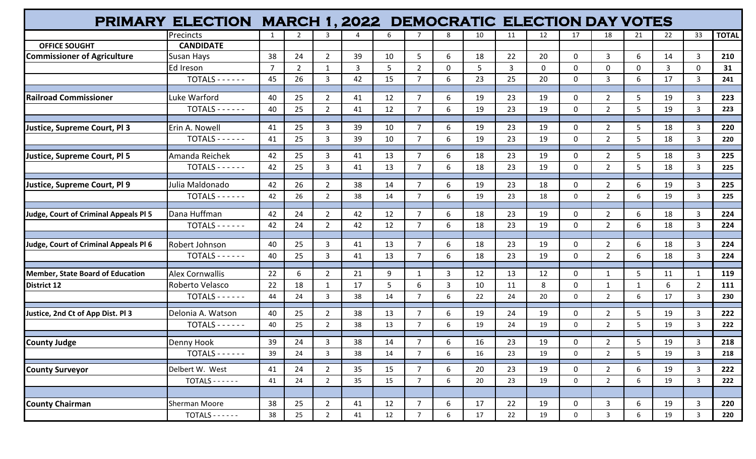# PRIMARY ELECTION MARCH 1, 2022 DEMOCRATIC ELECTION DAY VOTES

| | Precincts | 1 | 2 | 3 | 4 | 6 | 7 | 8 | 10 | 11 | 12 | 17 | 18 | 21 | 22 | 33 | TOTAL |
|---|---|---|---|---|---|---|---|---|---|---|---|---|---|---|---|---|---|
| OFFICE SOUGHT | CANDIDATE | | | | | | | | | | | | | | | | |
| Commissioner of Agriculture | Susan Hays | 38 | 24 | 2 | 39 | 10 | 5 | 6 | 18 | 22 | 20 | 0 | 3 | 6 | 14 | 3 | 210 |
| | Ed Ireson | 7 | 2 | 1 | 3 | 5 | 2 | 0 | 5 | 3 | 0 | 0 | 0 | 0 | 3 | 0 | 31 |
| | TOTALS - - - - - - | 45 | 26 | 3 | 42 | 15 | 7 | 6 | 23 | 25 | 20 | 0 | 3 | 6 | 17 | 3 | 241 |
| Railroad Commissioner | Luke Warford | 40 | 25 | 2 | 41 | 12 | 7 | 6 | 19 | 23 | 19 | 0 | 2 | 5 | 19 | 3 | 223 |
| | TOTALS - - - - - - | 40 | 25 | 2 | 41 | 12 | 7 | 6 | 19 | 23 | 19 | 0 | 2 | 5 | 19 | 3 | 223 |
| Justice, Supreme Court, Pl 3 | Erin A. Nowell | 41 | 25 | 3 | 39 | 10 | 7 | 6 | 19 | 23 | 19 | 0 | 2 | 5 | 18 | 3 | 220 |
| | TOTALS - - - - - - | 41 | 25 | 3 | 39 | 10 | 7 | 6 | 19 | 23 | 19 | 0 | 2 | 5 | 18 | 3 | 220 |
| Justice, Supreme Court, Pl 5 | Amanda Reichek | 42 | 25 | 3 | 41 | 13 | 7 | 6 | 18 | 23 | 19 | 0 | 2 | 5 | 18 | 3 | 225 |
| | TOTALS - - - - - - | 42 | 25 | 3 | 41 | 13 | 7 | 6 | 18 | 23 | 19 | 0 | 2 | 5 | 18 | 3 | 225 |
| Justice, Supreme Court, Pl 9 | Julia Maldonado | 42 | 26 | 2 | 38 | 14 | 7 | 6 | 19 | 23 | 18 | 0 | 2 | 6 | 19 | 3 | 225 |
| | TOTALS - - - - - - | 42 | 26 | 2 | 38 | 14 | 7 | 6 | 19 | 23 | 18 | 0 | 2 | 6 | 19 | 3 | 225 |
| Judge, Court of Criminal Appeals Pl 5 | Dana Huffman | 42 | 24 | 2 | 42 | 12 | 7 | 6 | 18 | 23 | 19 | 0 | 2 | 6 | 18 | 3 | 224 |
| | TOTALS - - - - - - | 42 | 24 | 2 | 42 | 12 | 7 | 6 | 18 | 23 | 19 | 0 | 2 | 6 | 18 | 3 | 224 |
| Judge, Court of Criminal Appeals Pl 6 | Robert Johnson | 40 | 25 | 3 | 41 | 13 | 7 | 6 | 18 | 23 | 19 | 0 | 2 | 6 | 18 | 3 | 224 |
| | TOTALS - - - - - - | 40 | 25 | 3 | 41 | 13 | 7 | 6 | 18 | 23 | 19 | 0 | 2 | 6 | 18 | 3 | 224 |
| Member, State Board of Education | Alex Cornwallis | 22 | 6 | 2 | 21 | 9 | 1 | 3 | 12 | 13 | 12 | 0 | 1 | 5 | 11 | 1 | 119 |
| District 12 | Roberto Velasco | 22 | 18 | 1 | 17 | 5 | 6 | 3 | 10 | 11 | 8 | 0 | 1 | 1 | 6 | 2 | 111 |
| | TOTALS - - - - - - | 44 | 24 | 3 | 38 | 14 | 7 | 6 | 22 | 24 | 20 | 0 | 2 | 6 | 17 | 3 | 230 |
| Justice, 2nd Ct of App Dist. Pl 3 | Delonia A. Watson | 40 | 25 | 2 | 38 | 13 | 7 | 6 | 19 | 24 | 19 | 0 | 2 | 5 | 19 | 3 | 222 |
| | TOTALS - - - - - - | 40 | 25 | 2 | 38 | 13 | 7 | 6 | 19 | 24 | 19 | 0 | 2 | 5 | 19 | 3 | 222 |
| County Judge | Denny Hook | 39 | 24 | 3 | 38 | 14 | 7 | 6 | 16 | 23 | 19 | 0 | 2 | 5 | 19 | 3 | 218 |
| | TOTALS - - - - - - | 39 | 24 | 3 | 38 | 14 | 7 | 6 | 16 | 23 | 19 | 0 | 2 | 5 | 19 | 3 | 218 |
| County Surveyor | Delbert W. West | 41 | 24 | 2 | 35 | 15 | 7 | 6 | 20 | 23 | 19 | 0 | 2 | 6 | 19 | 3 | 222 |
| | TOTALS - - - - - - | 41 | 24 | 2 | 35 | 15 | 7 | 6 | 20 | 23 | 19 | 0 | 2 | 6 | 19 | 3 | 222 |
| County Chairman | Sherman Moore | 38 | 25 | 2 | 41 | 12 | 7 | 6 | 17 | 22 | 19 | 0 | 3 | 6 | 19 | 3 | 220 |
| | TOTALS - - - - - - | 38 | 25 | 2 | 41 | 12 | 7 | 6 | 17 | 22 | 19 | 0 | 3 | 6 | 19 | 3 | 220 |